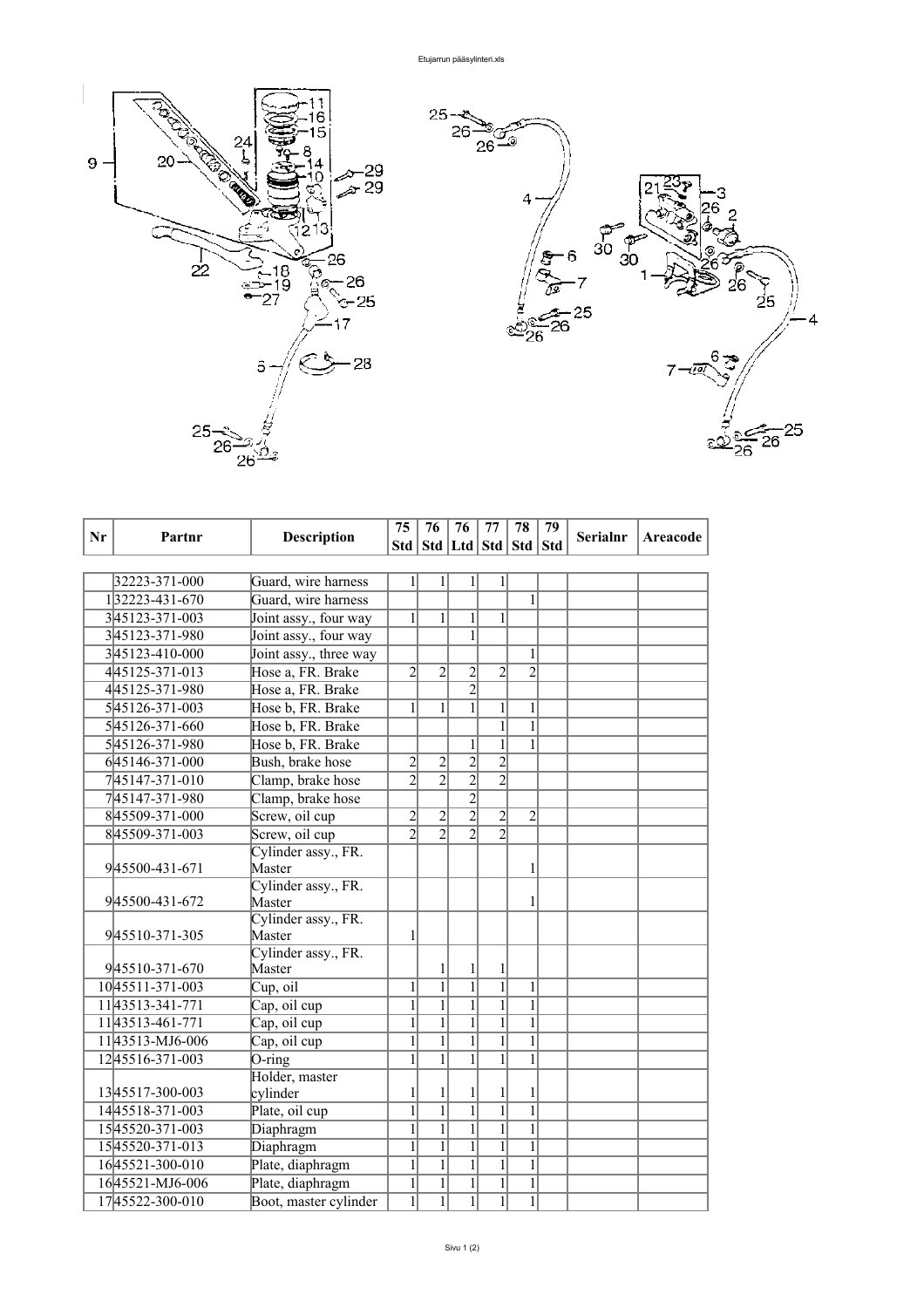| Nr | Partnr | Description | 75 Std | 76 Std | 76 Ltd | 77 Std | 78 Std | 79 Std | Serialnr | Areacode |
|---|---|---|---|---|---|---|---|---|---|---|
| | 32223-371-000 | Guard, wire harness | 1 | 1 | 1 | 1 | | | | |
| 1 | 32223-431-670 | Guard, wire harness | | | | | 1 | | | |
| 3 | 45123-371-003 | Joint assy., four way | 1 | 1 | 1 | 1 | | | | |
| 3 | 45123-371-980 | Joint assy., four way | | | 1 | | | | | |
| 3 | 45123-410-000 | Joint assy., three way | | | | | 1 | | | |
| 4 | 45125-371-013 | Hose a, FR. Brake | 2 | 2 | 2 | 2 | 2 | | | |
| 4 | 45125-371-980 | Hose a, FR. Brake | | | 2 | | | | | |
| 5 | 45126-371-003 | Hose b, FR. Brake | 1 | 1 | 1 | 1 | 1 | | | |
| 5 | 45126-371-660 | Hose b, FR. Brake | | | | 1 | 1 | | | |
| 5 | 45126-371-980 | Hose b, FR. Brake | | | 1 | 1 | 1 | | | |
| 6 | 45146-371-000 | Bush, brake hose | 2 | 2 | 2 | 2 | | | | |
| 7 | 45147-371-010 | Clamp, brake hose | 2 | 2 | 2 | 2 | | | | |
| 7 | 45147-371-980 | Clamp, brake hose | | | 2 | | | | | |
| 8 | 45509-371-000 | Screw, oil cup | 2 | 2 | 2 | 2 | 2 | | | |
| 8 | 45509-371-003 | Screw, oil cup | 2 | 2 | 2 | 2 | | | | |
| 9 | 45500-431-671 | Cylinder assy., FR. Master | | | | | 1 | | | |
| 9 | 45500-431-672 | Cylinder assy., FR. Master | | | | | 1 | | | |
| 9 | 45510-371-305 | Cylinder assy., FR. Master | 1 | | | | | | | |
| 9 | 45510-371-670 | Cylinder assy., FR. Master | | 1 | 1 | 1 | | | | |
| 10 | 45511-371-003 | Cup, oil | 1 | 1 | 1 | 1 | 1 | | | |
| 11 | 43513-341-771 | Cap, oil cup | 1 | 1 | 1 | 1 | 1 | | | |
| 11 | 43513-461-771 | Cap, oil cup | 1 | 1 | 1 | 1 | 1 | | | |
| 11 | 43513-MJ6-006 | Cap, oil cup | 1 | 1 | 1 | 1 | 1 | | | |
| 12 | 45516-371-003 | O-ring | 1 | 1 | 1 | 1 | 1 | | | |
| 13 | 45517-300-003 | Holder, master cylinder | 1 | 1 | 1 | 1 | 1 | | | |
| 14 | 45518-371-003 | Plate, oil cup | 1 | 1 | 1 | 1 | 1 | | | |
| 15 | 45520-371-003 | Diaphragm | 1 | 1 | 1 | 1 | 1 | | | |
| 15 | 45520-371-013 | Diaphragm | 1 | 1 | 1 | 1 | 1 | | | |
| 16 | 45521-300-010 | Plate, diaphragm | 1 | 1 | 1 | 1 | 1 | | | |
| 16 | 45521-MJ6-006 | Plate, diaphragm | 1 | 1 | 1 | 1 | 1 | | | |
| 17 | 45522-300-010 | Boot, master cylinder | 1 | 1 | 1 | 1 | 1 | | | |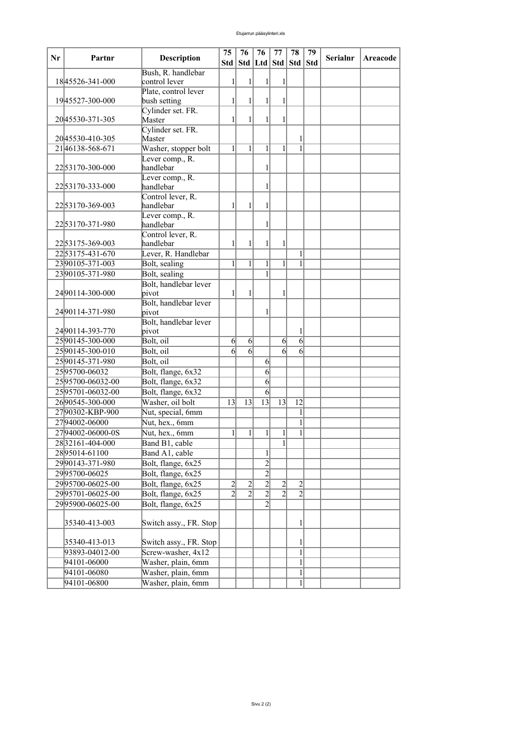| Nr | Partnr | Description | 75 Std | 76 Std | 76 Ltd | 77 Std | 78 Std | 79 Std | Serialnr | Areacode |
|---|---|---|---|---|---|---|---|---|---|---|
| 18 | 45526-341-000 | Bush, R. handlebar control lever | 1 | 1 | 1 | 1 | | | | |
| 19 | 45527-300-000 | Plate, control lever bush setting | 1 | 1 | 1 | 1 | | | | |
| 20 | 45530-371-305 | Cylinder set. FR. Master | 1 | 1 | 1 | 1 | | | | |
| 20 | 45530-410-305 | Cylinder set. FR. Master | | | | | 1 | | | |
| 21 | 46138-568-671 | Washer, stopper bolt | 1 | 1 | 1 | 1 | 1 | | | |
| 22 | 53170-300-000 | Lever comp., R. handlebar | | | 1 | | | | | |
| 22 | 53170-333-000 | Lever comp., R. handlebar | | | 1 | | | | | |
| 22 | 53170-369-003 | Control lever, R. handlebar | 1 | 1 | 1 | | | | | |
| 22 | 53170-371-980 | Lever comp., R. handlebar | | | 1 | | | | | |
| 22 | 53175-369-003 | Control lever, R. handlebar | 1 | 1 | 1 | 1 | | | | |
| 22 | 53175-431-670 | Lever, R. Handlebar | | | | | 1 | | | |
| 23 | 90105-371-003 | Bolt, sealing | 1 | 1 | 1 | 1 | 1 | | | |
| 23 | 90105-371-980 | Bolt, sealing | | | 1 | | | | | |
| 24 | 90114-300-000 | Bolt, handlebar lever pivot | 1 | 1 | | 1 | | | | |
| 24 | 90114-371-980 | Bolt, handlebar lever pivot | | | 1 | | | | | |
| 24 | 90114-393-770 | Bolt, handlebar lever pivot | | | | | 1 | | | |
| 25 | 90145-300-000 | Bolt, oil | 6 | 6 | | 6 | 6 | | | |
| 25 | 90145-300-010 | Bolt, oil | 6 | 6 | | 6 | 6 | | | |
| 25 | 90145-371-980 | Bolt, oil | | | 6 | | | | | |
| 25 | 95700-06032 | Bolt, flange, 6x32 | | | 6 | | | | | |
| 25 | 95700-06032-00 | Bolt, flange, 6x32 | | | 6 | | | | | |
| 25 | 95701-06032-00 | Bolt, flange, 6x32 | | | 6 | | | | | |
| 26 | 90545-300-000 | Washer, oil bolt | 13 | 13 | 13 | 13 | 12 | | | |
| 27 | 90302-KBP-900 | Nut, special, 6mm | | | | | 1 | | | |
| 27 | 94002-06000 | Nut, hex., 6mm | | | | | 1 | | | |
| 27 | 94002-06000-0S | Nut, hex., 6mm | 1 | 1 | 1 | 1 | 1 | | | |
| 28 | 32161-404-000 | Band B1, cable | | | | 1 | | | | |
| 28 | 95014-61100 | Band A1, cable | | | 1 | | | | | |
| 29 | 90143-371-980 | Bolt, flange, 6x25 | | | 2 | | | | | |
| 29 | 95700-06025 | Bolt, flange, 6x25 | | | 2 | | | | | |
| 29 | 95700-06025-00 | Bolt, flange, 6x25 | 2 | 2 | 2 | 2 | 2 | | | |
| 29 | 95701-06025-00 | Bolt, flange, 6x25 | 2 | 2 | 2 | 2 | 2 | | | |
| 29 | 95900-06025-00 | Bolt, flange, 6x25 | | | 2 | | | | | |
| | 35340-413-003 | Switch assy., FR. Stop | | | | | 1 | | | |
| | 35340-413-013 | Switch assy., FR. Stop | | | | | 1 | | | |
| | 93893-04012-00 | Screw-washer, 4x12 | | | | | 1 | | | |
| | 94101-06000 | Washer, plain, 6mm | | | | | 1 | | | |
| | 94101-06080 | Washer, plain, 6mm | | | | | 1 | | | |
| | 94101-06800 | Washer, plain, 6mm | | | | | 1 | | | |